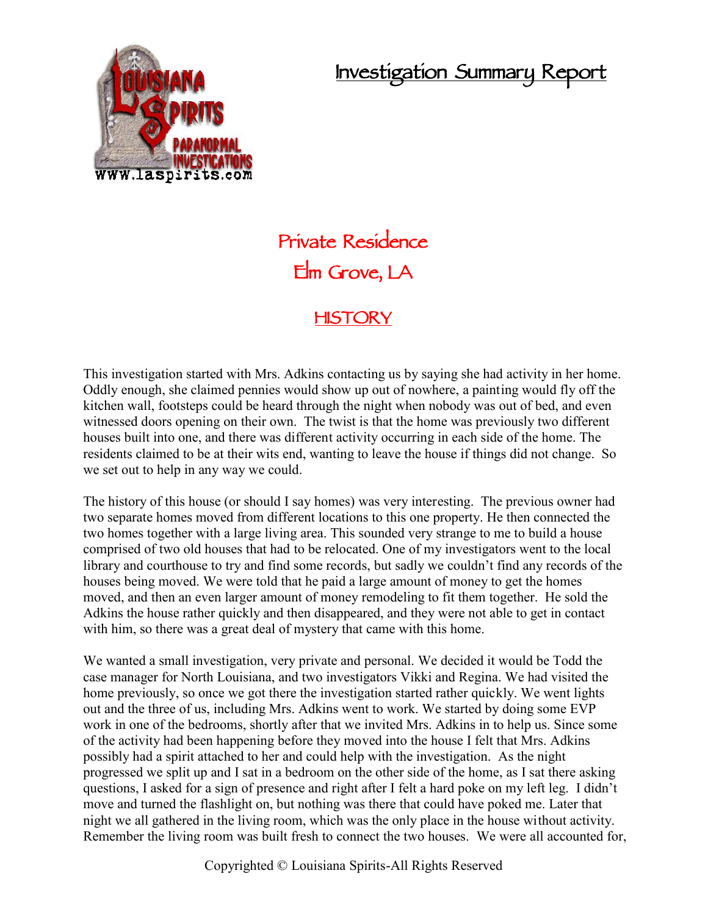# Investigation Summary Report

## Private Residence
## Elm Grove, LA

## HISTORY

This investigation started with Mrs. Adkins contacting us by saying she had activity in her home. Oddly enough, she claimed pennies would show up out of nowhere, a painting would fly off the kitchen wall, footsteps could be heard through the night when nobody was out of bed, and even witnessed doors opening on their own. The twist is that the home was previously two different houses built into one, and there was different activity occurring in each side of the home. The residents claimed to be at their wits end, wanting to leave the house if things did not change. So we set out to help in any way we could.

The history of this house (or should I say homes) was very interesting. The previous owner had two separate homes moved from different locations to this one property. He then connected the two homes together with a large living area. This sounded very strange to me to build a house comprised of two old houses that had to be relocated. One of my investigators went to the local library and courthouse to try and find some records, but sadly we couldn't find any records of the houses being moved. We were told that he paid a large amount of money to get the homes moved, and then an even larger amount of money remodeling to fit them together. He sold the Adkins the house rather quickly and then disappeared, and they were not able to get in contact with him, so there was a great deal of mystery that came with this home.

We wanted a small investigation, very private and personal. We decided it would be Todd the case manager for North Louisiana, and two investigators Vikki and Regina. We had visited the home previously, so once we got there the investigation started rather quickly. We went lights out and the three of us, including Mrs. Adkins went to work. We started by doing some EVP work in one of the bedrooms, shortly after that we invited Mrs. Adkins in to help us. Since some of the activity had been happening before they moved into the house I felt that Mrs. Adkins possibly had a spirit attached to her and could help with the investigation. As the night progressed we split up and I sat in a bedroom on the other side of the home, as I sat there asking questions, I asked for a sign of presence and right after I felt a hard poke on my left leg. I didn't move and turned the flashlight on, but nothing was there that could have poked me. Later that night we all gathered in the living room, which was the only place in the house without activity. Remember the living room was built fresh to connect the two houses. We were all accounted for,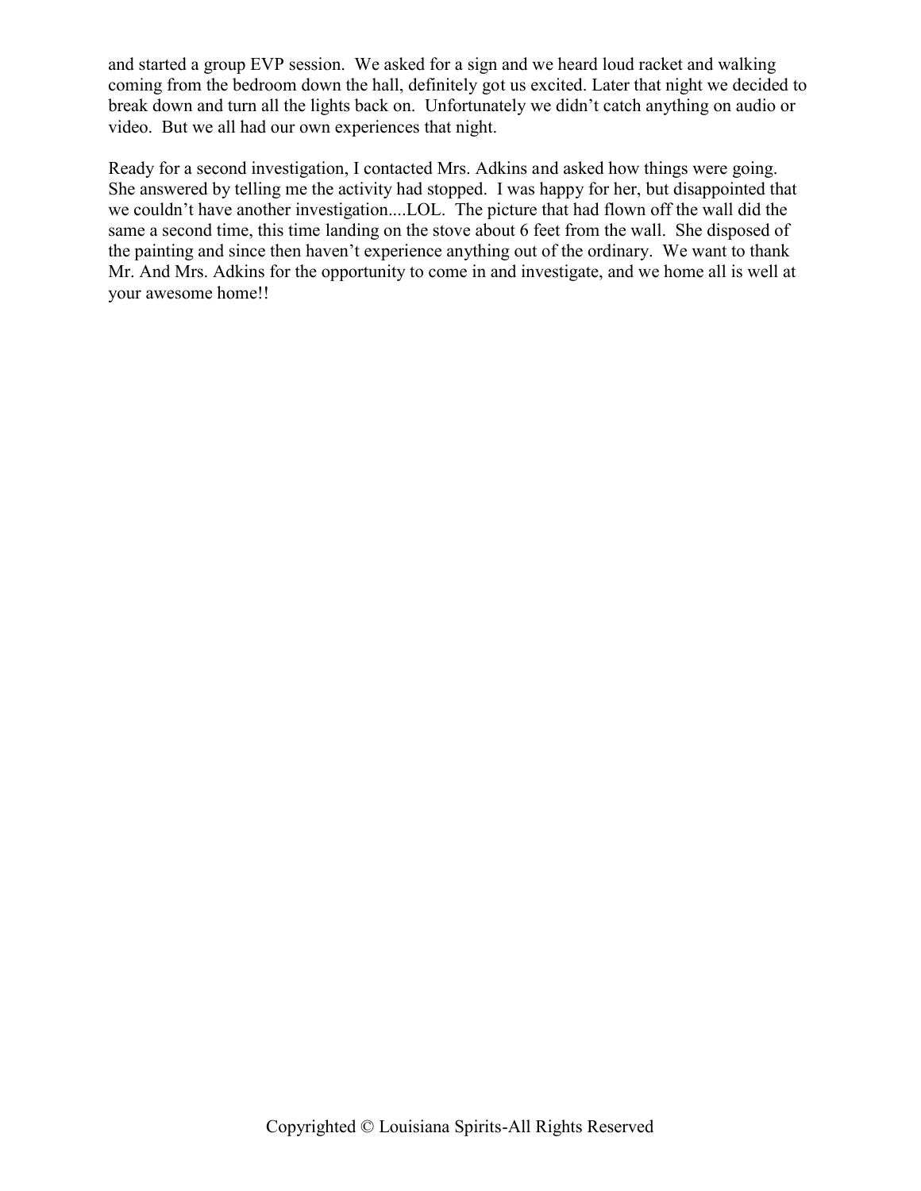and started a group EVP session. We asked for a sign and we heard loud racket and walking coming from the bedroom down the hall, definitely got us excited. Later that night we decided to break down and turn all the lights back on. Unfortunately we didn't catch anything on audio or video. But we all had our own experiences that night.

Ready for a second investigation, I contacted Mrs. Adkins and asked how things were going. She answered by telling me the activity had stopped. I was happy for her, but disappointed that we couldn't have another investigation....LOL. The picture that had flown off the wall did the same a second time, this time landing on the stove about 6 feet from the wall. She disposed of the painting and since then haven't experience anything out of the ordinary. We want to thank Mr. And Mrs. Adkins for the opportunity to come in and investigate, and we home all is well at your awesome home!!

Copyrighted © Louisiana Spirits-All Rights Reserved